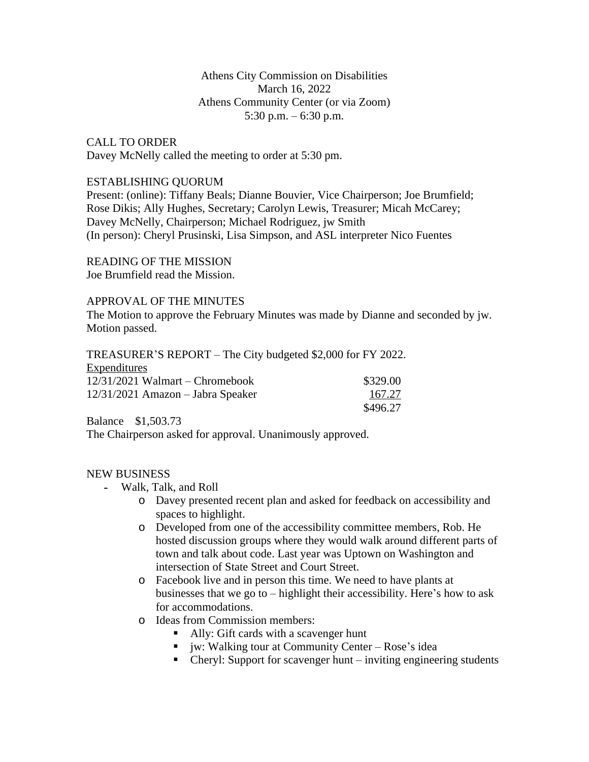Athens City Commission on Disabilities
March 16, 2022
Athens Community Center (or via Zoom)
5:30 p.m. – 6:30 p.m.

CALL TO ORDER
Davey McNelly called the meeting to order at 5:30 pm.

ESTABLISHING QUORUM
Present: (online): Tiffany Beals; Dianne Bouvier, Vice Chairperson; Joe Brumfield; Rose Dikis; Ally Hughes, Secretary; Carolyn Lewis, Treasurer; Micah McCarey; Davey McNelly, Chairperson; Michael Rodriguez, jw Smith
(In person): Cheryl Prusinski, Lisa Simpson, and ASL interpreter Nico Fuentes

READING OF THE MISSION
Joe Brumfield read the Mission.

APPROVAL OF THE MINUTES
The Motion to approve the February Minutes was made by Dianne and seconded by jw. Motion passed.

TREASURER'S REPORT – The City budgeted $2,000 for FY 2022.

Expenditures

| | |
|---|---|
| 12/31/2021 Walmart – Chromebook | $329.00 |
| 12/31/2021 Amazon – Jabra Speaker | 167.27 |
| | $496.27 |

Balance $1,503.73

The Chairperson asked for approval. Unanimously approved.

NEW BUSINESS

- Walk, Talk, and Roll
  - Davey presented recent plan and asked for feedback on accessibility and spaces to highlight.
  - Developed from one of the accessibility committee members, Rob. He hosted discussion groups where they would walk around different parts of town and talk about code. Last year was Uptown on Washington and intersection of State Street and Court Street.
  - Facebook live and in person this time. We need to have plants at businesses that we go to – highlight their accessibility. Here's how to ask for accommodations.
  - Ideas from Commission members:
    - Ally: Gift cards with a scavenger hunt
    - jw: Walking tour at Community Center – Rose's idea
    - Cheryl: Support for scavenger hunt – inviting engineering students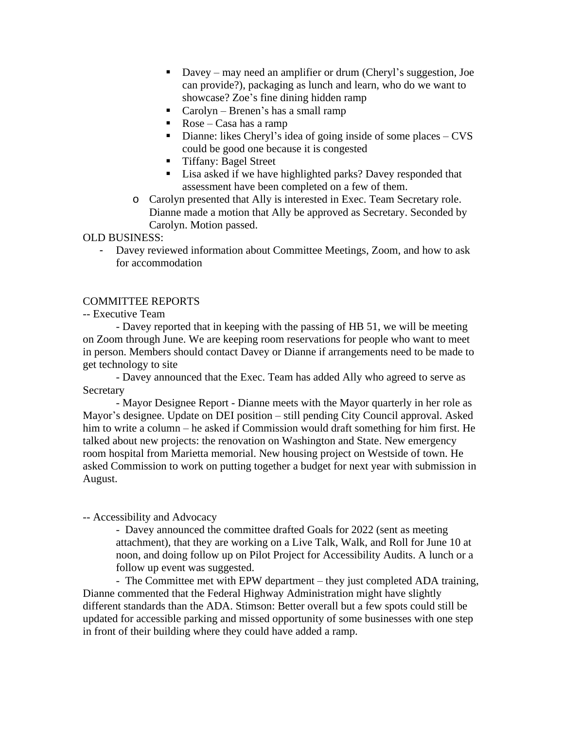- Davey – may need an amplifier or drum (Cheryl's suggestion, Joe can provide?), packaging as lunch and learn, who do we want to showcase? Zoe's fine dining hidden ramp
        - Carolyn – Brenen's has a small ramp
        - Rose – Casa has a ramp
        - Dianne: likes Cheryl's idea of going inside of some places – CVS could be good one because it is congested
        - Tiffany: Bagel Street
        - Lisa asked if we have highlighted parks? Davey responded that assessment have been completed on a few of them.
    - Carolyn presented that Ally is interested in Exec. Team Secretary role. Dianne made a motion that Ally be approved as Secretary. Seconded by Carolyn. Motion passed.

OLD BUSINESS:

- Davey reviewed information about Committee Meetings, Zoom, and how to ask for accommodation

COMMITTEE REPORTS

-- Executive Team

- Davey reported that in keeping with the passing of HB 51, we will be meeting on Zoom through June. We are keeping room reservations for people who want to meet in person. Members should contact Davey or Dianne if arrangements need to be made to get technology to site
- Davey announced that the Exec. Team has added Ally who agreed to serve as Secretary
- Mayor Designee Report - Dianne meets with the Mayor quarterly in her role as Mayor's designee. Update on DEI position – still pending City Council approval. Asked him to write a column – he asked if Commission would draft something for him first. He talked about new projects: the renovation on Washington and State. New emergency room hospital from Marietta memorial. New housing project on Westside of town. He asked Commission to work on putting together a budget for next year with submission in August.

-- Accessibility and Advocacy

- Davey announced the committee drafted Goals for 2022 (sent as meeting attachment), that they are working on a Live Talk, Walk, and Roll for June 10 at noon, and doing follow up on Pilot Project for Accessibility Audits. A lunch or a follow up event was suggested.
- The Committee met with EPW department – they just completed ADA training, Dianne commented that the Federal Highway Administration might have slightly different standards than the ADA. Stimson: Better overall but a few spots could still be updated for accessible parking and missed opportunity of some businesses with one step in front of their building where they could have added a ramp.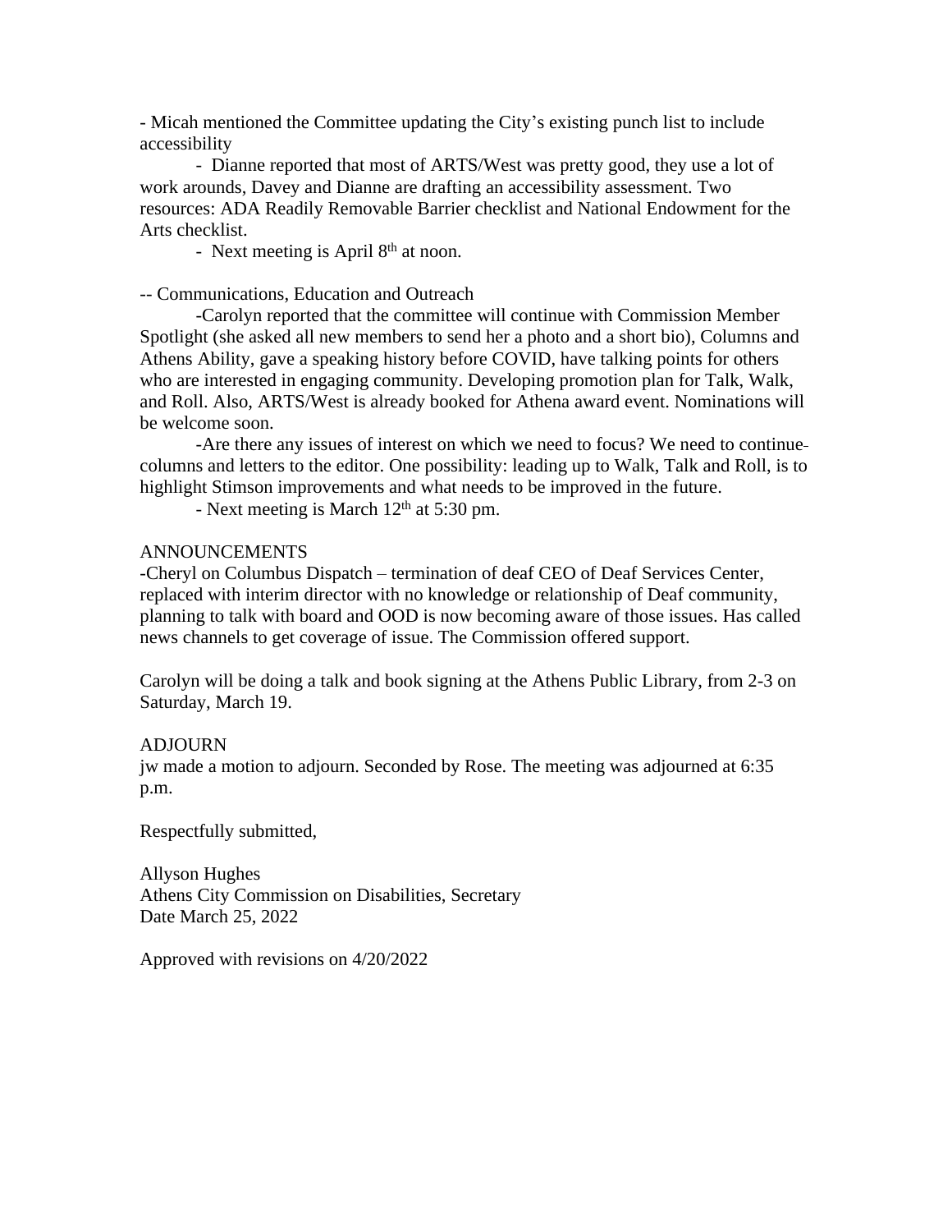- Micah mentioned the Committee updating the City's existing punch list to include accessibility

- Dianne reported that most of ARTS/West was pretty good, they use a lot of work arounds, Davey and Dianne are drafting an accessibility assessment. Two resources: ADA Readily Removable Barrier checklist and National Endowment for the Arts checklist.

- Next meeting is April 8th at noon.

-- Communications, Education and Outreach

-Carolyn reported that the committee will continue with Commission Member Spotlight (she asked all new members to send her a photo and a short bio), Columns and Athens Ability, gave a speaking history before COVID, have talking points for others who are interested in engaging community. Developing promotion plan for Talk, Walk, and Roll. Also, ARTS/West is already booked for Athena award event. Nominations will be welcome soon.

-Are there any issues of interest on which we need to focus? We need to continue columns and letters to the editor. One possibility: leading up to Walk, Talk and Roll, is to highlight Stimson improvements and what needs to be improved in the future.

- Next meeting is March 12th at 5:30 pm.

ANNOUNCEMENTS

-Cheryl on Columbus Dispatch – termination of deaf CEO of Deaf Services Center, replaced with interim director with no knowledge or relationship of Deaf community, planning to talk with board and OOD is now becoming aware of those issues. Has called news channels to get coverage of issue. The Commission offered support.

Carolyn will be doing a talk and book signing at the Athens Public Library, from 2-3 on Saturday, March 19.

ADJOURN

jw made a motion to adjourn. Seconded by Rose. The meeting was adjourned at 6:35 p.m.

Respectfully submitted,

Allyson Hughes
Athens City Commission on Disabilities, Secretary
Date March 25, 2022

Approved with revisions on 4/20/2022